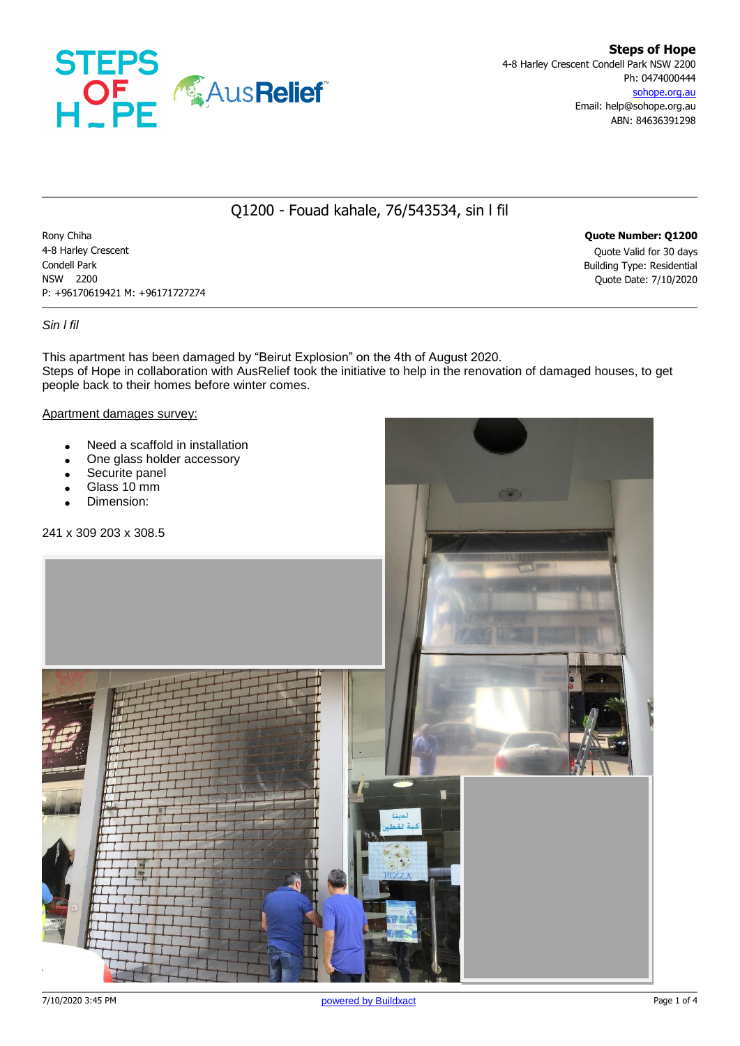**Steps of Hope**
4-8 Harley Crescent Condell Park NSW 2200
Ph: 0474000444
sohope.org.au
Email: help@sohope.org.au
ABN: 84636391298

## Q1200 - Fouad kahale, 76/543534, sin l fil

Rony Chiha
4-8 Harley Crescent
Condell Park
NSW 2200
P: +96170619421 M: +96171727274

**Quote Number: Q1200**
Quote Valid for 30 days
Building Type: Residential
Quote Date: 7/10/2020

*Sin l fil*

This apartment has been damaged by "Beirut Explosion" on the 4th of August 2020.
Steps of Hope in collaboration with AusRelief took the initiative to help in the renovation of damaged houses, to get people back to their homes before winter comes.

Apartment damages survey:

- Need a scaffold in installation
- One glass holder accessory
- Securite panel
- Glass 10 mm
- Dimension:

241 x 309 203 x 308.5

powered by Buildxact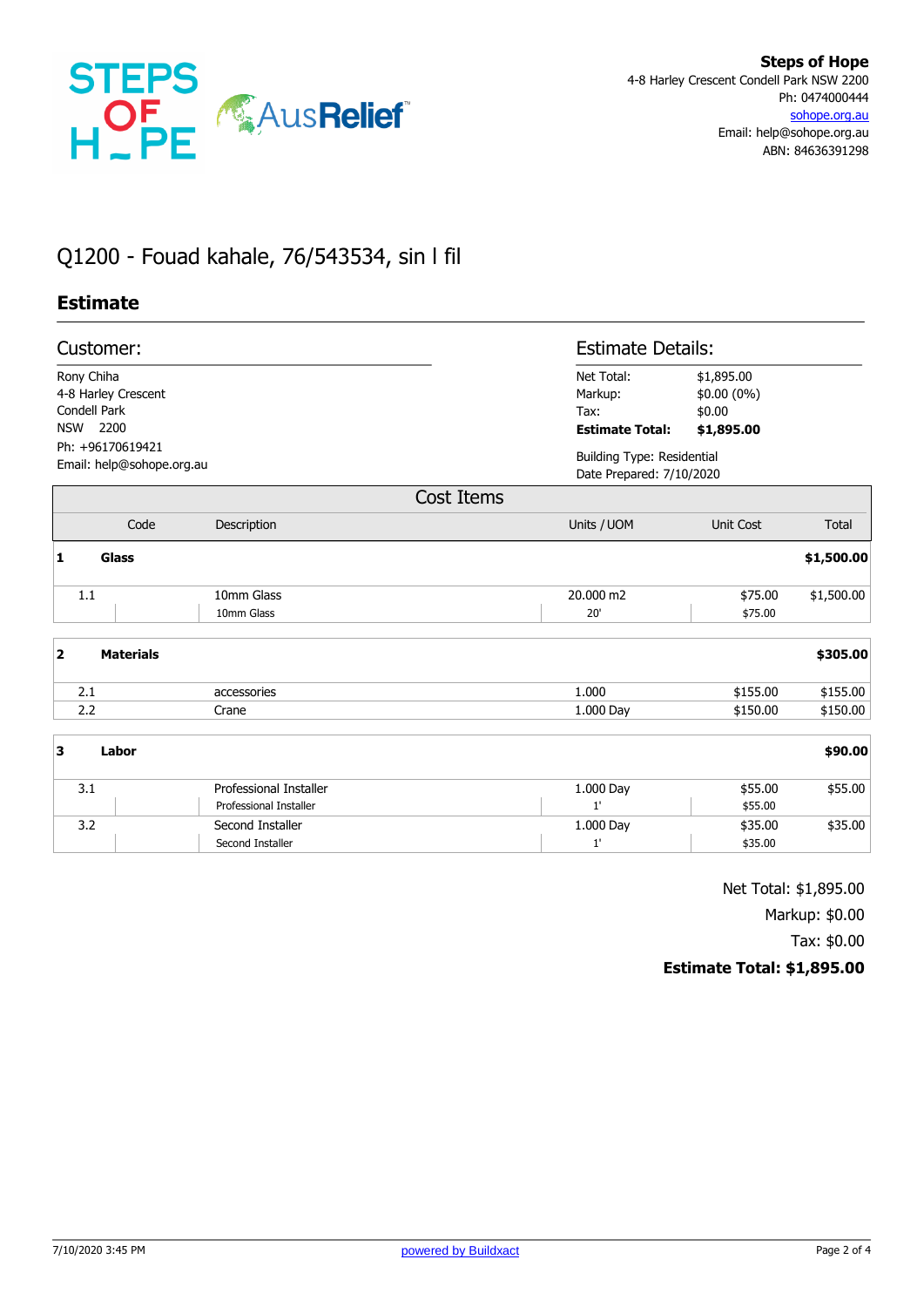**Steps of Hope**
4-8 Harley Crescent Condell Park NSW 2200
Ph: 0474000444
sohope.org.au
Email: help@sohope.org.au
ABN: 84636391298

# Q1200 - Fouad kahale, 76/543534, sin l fil

## Estimate

### Customer:

Rony Chiha
4-8 Harley Crescent
Condell Park
NSW 2200
Ph: +96170619421
Email: help@sohope.org.au

### Estimate Details:

| | |
|---|---|
| Net Total: | $1,895.00 |
| Markup: | $0.00 (0%) |
| Tax: | $0.00 |
| **Estimate Total:** | **$1,895.00** |

Building Type: Residential
Date Prepared: 7/10/2020

### Cost Items

| | Code | Description | Units / UOM | Unit Cost | Total |
|---|---|---|---|---|---|
| **1** | **Glass** | | | | **$1,500.00** |
| 1.1 | | 10mm Glass | 20.000 m2 | $75.00 | $1,500.00 |
| | | 10mm Glass | 20' | $75.00 | |
| **2** | **Materials** | | | | **$305.00** |
| 2.1 | | accessories | 1.000 | $155.00 | $155.00 |
| 2.2 | | Crane | 1.000 Day | $150.00 | $150.00 |
| **3** | **Labor** | | | | **$90.00** |
| 3.1 | | Professional Installer | 1.000 Day | $55.00 | $55.00 |
| | | Professional Installer | 1' | $55.00 | |
| 3.2 | | Second Installer | 1.000 Day | $35.00 | $35.00 |
| | | Second Installer | 1' | $35.00 | |

Net Total: $1,895.00
Markup: $0.00
Tax: $0.00
**Estimate Total: $1,895.00**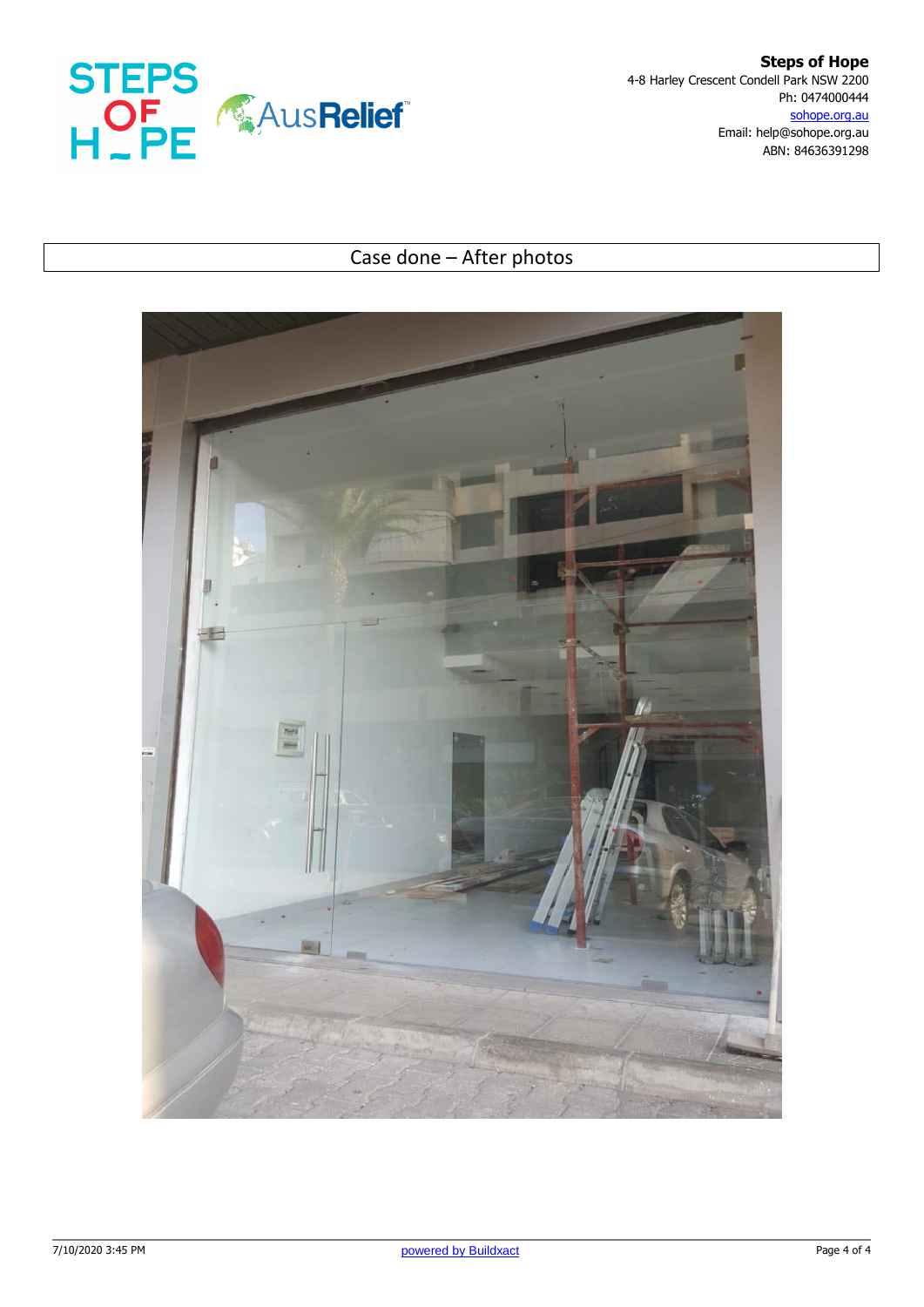**Steps of Hope**
4-8 Harley Crescent Condell Park NSW 2200
Ph: 0474000444
sohope.org.au
Email: help@sohope.org.au
ABN: 84636391298

## Case done – After photos